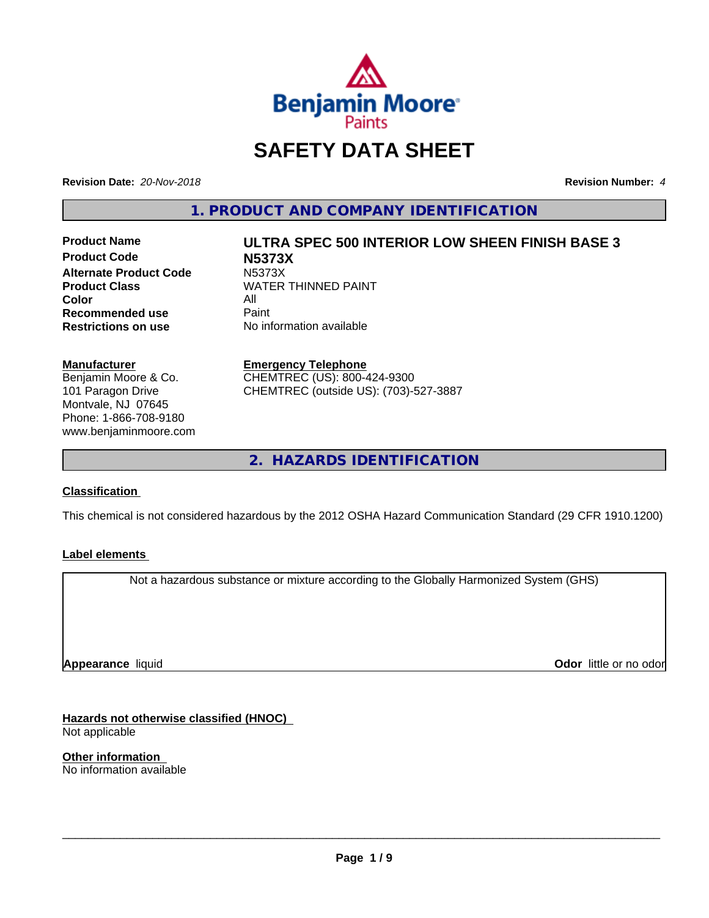# SAFETY DATA SHEET

**Revision Date:** *20-Nov-2018* **Revision Number:** *4*

## 1. PRODUCT AND COMPANY IDENTIFICATION

| | |
|---|---|
| **Product Name** | **ULTRA SPEC 500 INTERIOR LOW SHEEN FINISH BASE 3** |
| **Product Code** | **N5373X** |
| **Alternate Product Code** | N5373X |
| **Product Class** | WATER THINNED PAINT |
| **Color** | All |
| **Recommended use** | Paint |
| **Restrictions on use** | No information available |

**Manufacturer**
Benjamin Moore & Co.
101 Paragon Drive
Montvale, NJ 07645
Phone: 1-866-708-9180
www.benjaminmoore.com

**Emergency Telephone**
CHEMTREC (US): 800-424-9300
CHEMTREC (outside US): (703)-527-3887

## 2. HAZARDS IDENTIFICATION

**Classification**

This chemical is not considered hazardous by the 2012 OSHA Hazard Communication Standard (29 CFR 1910.1200)

**Label elements**

Not a hazardous substance or mixture according to the Globally Harmonized System (GHS)

**Appearance** liquid

**Odor** little or no odor

**Hazards not otherwise classified (HNOC)**
Not applicable

**Other information**
No information available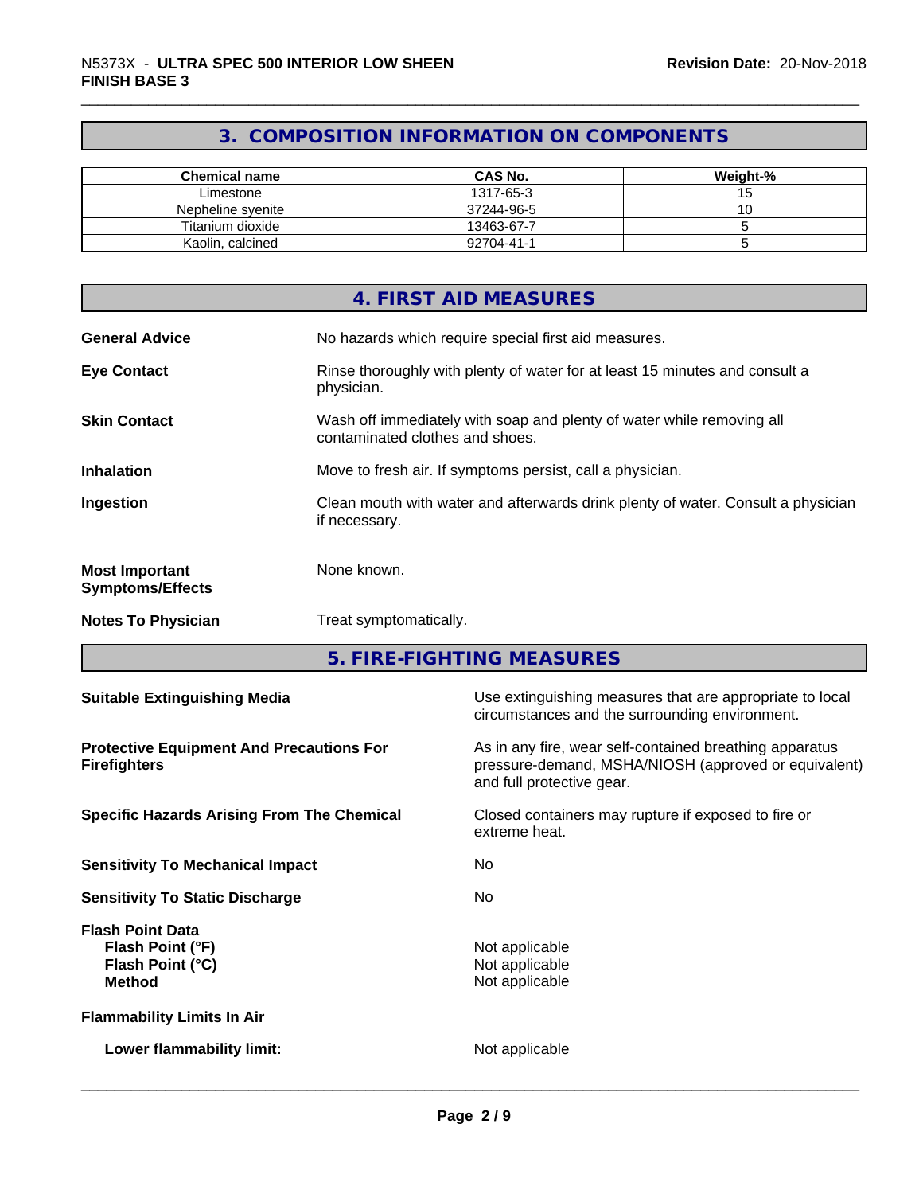## 3. COMPOSITION INFORMATION ON COMPONENTS

| Chemical name | CAS No. | Weight-% |
|---|---|---|
| Limestone | 1317-65-3 | 15 |
| Nepheline syenite | 37244-96-5 | 10 |
| Titanium dioxide | 13463-67-7 | 5 |
| Kaolin, calcined | 92704-41-1 | 5 |

## 4. FIRST AID MEASURES

**General Advice** No hazards which require special first aid measures.

**Eye Contact** Rinse thoroughly with plenty of water for at least 15 minutes and consult a physician.

**Skin Contact** Wash off immediately with soap and plenty of water while removing all contaminated clothes and shoes.

**Inhalation** Move to fresh air. If symptoms persist, call a physician.

**Ingestion** Clean mouth with water and afterwards drink plenty of water. Consult a physician if necessary.

**Most Important Symptoms/Effects** None known.

**Notes To Physician** Treat symptomatically.

## 5. FIRE-FIGHTING MEASURES

**Suitable Extinguishing Media** Use extinguishing measures that are appropriate to local circumstances and the surrounding environment.

**Protective Equipment And Precautions For Firefighters** As in any fire, wear self-contained breathing apparatus pressure-demand, MSHA/NIOSH (approved or equivalent) and full protective gear.

**Specific Hazards Arising From The Chemical** Closed containers may rupture if exposed to fire or extreme heat.

**Sensitivity To Mechanical Impact** No

**Sensitivity To Static Discharge** No

**Flash Point Data**
**Flash Point (°F)** Not applicable
**Flash Point (°C)** Not applicable
**Method** Not applicable

**Flammability Limits In Air**

**Lower flammability limit:** Not applicable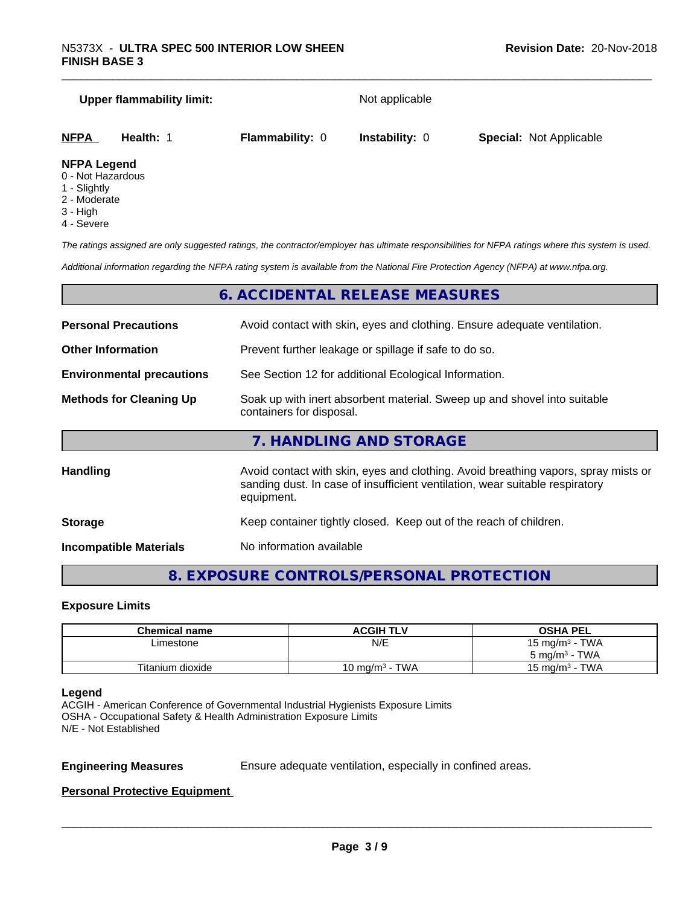**Upper flammability limit:** Not applicable

| **NFPA** | **Health:** 1 | **Flammability:** 0 | **Instability:** 0 | **Special:** Not Applicable |
|---|---|---|---|---|

**NFPA Legend**
- 0 - Not Hazardous
- 1 - Slightly
- 2 - Moderate
- 3 - High
- 4 - Severe

*The ratings assigned are only suggested ratings, the contractor/employer has ultimate responsibilities for NFPA ratings where this system is used.*

*Additional information regarding the NFPA rating system is available from the National Fire Protection Agency (NFPA) at www.nfpa.org.*

## 6. ACCIDENTAL RELEASE MEASURES

**Personal Precautions** Avoid contact with skin, eyes and clothing. Ensure adequate ventilation.

**Other Information** Prevent further leakage or spillage if safe to do so.

**Environmental precautions** See Section 12 for additional Ecological Information.

**Methods for Cleaning Up** Soak up with inert absorbent material. Sweep up and shovel into suitable containers for disposal.

## 7. HANDLING AND STORAGE

**Handling** Avoid contact with skin, eyes and clothing. Avoid breathing vapors, spray mists or sanding dust. In case of insufficient ventilation, wear suitable respiratory equipment.

**Storage** Keep container tightly closed. Keep out of the reach of children.

**Incompatible Materials** No information available

## 8. EXPOSURE CONTROLS/PERSONAL PROTECTION

### Exposure Limits

| Chemical name | ACGIH TLV | OSHA PEL |
|---|---|---|
| Limestone | N/E | 15 mg/m³ - TWA<br>5 mg/m³ - TWA |
| Titanium dioxide | 10 mg/m³ - TWA | 15 mg/m³ - TWA |

**Legend**
ACGIH - American Conference of Governmental Industrial Hygienists Exposure Limits
OSHA - Occupational Safety & Health Administration Exposure Limits
N/E - Not Established

**Engineering Measures** Ensure adequate ventilation, especially in confined areas.

**Personal Protective Equipment**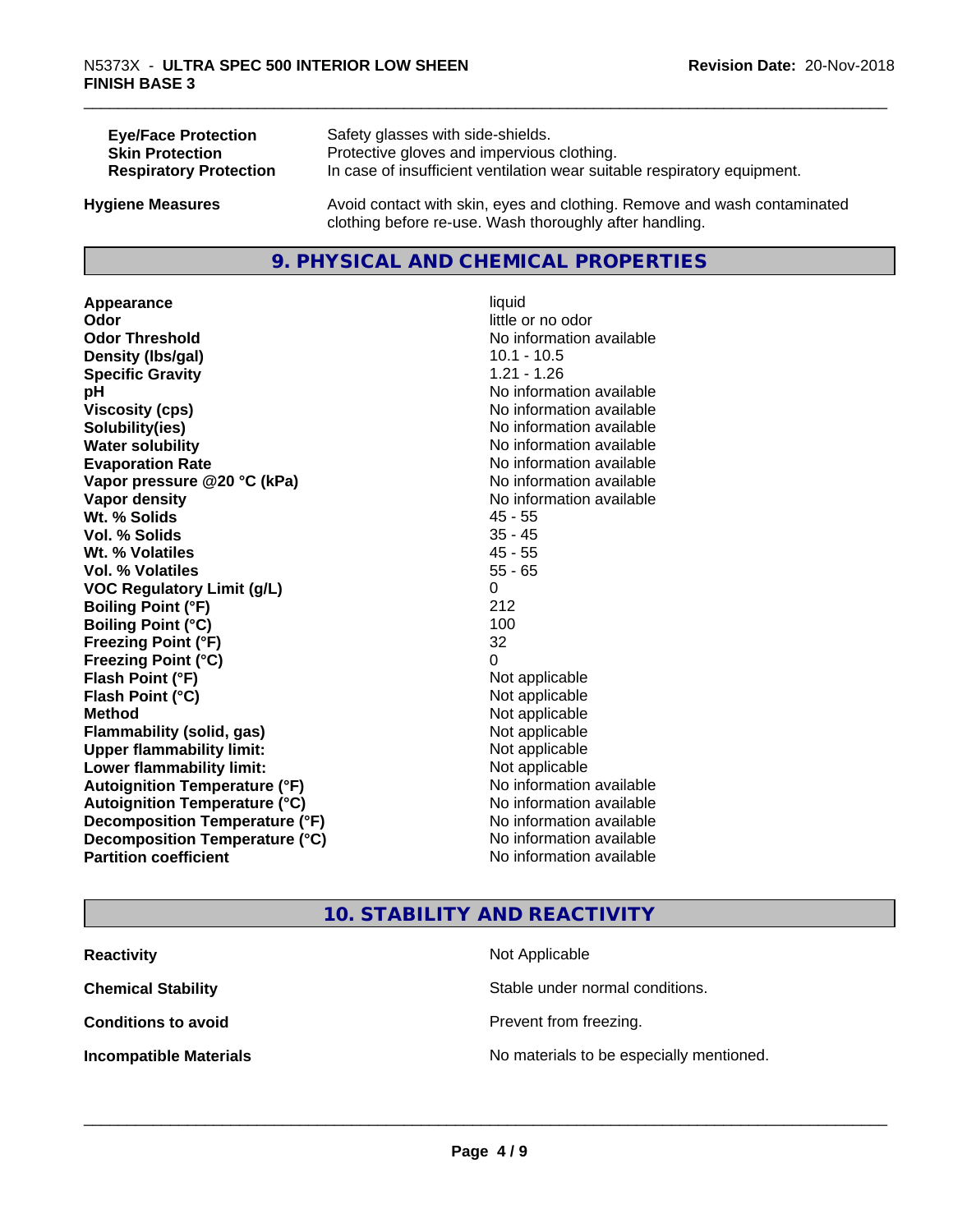| | |
|---|---|
| **Eye/Face Protection** | Safety glasses with side-shields. |
| **Skin Protection** | Protective gloves and impervious clothing. |
| **Respiratory Protection** | In case of insufficient ventilation wear suitable respiratory equipment. |
| **Hygiene Measures** | Avoid contact with skin, eyes and clothing. Remove and wash contaminated clothing before re-use. Wash thoroughly after handling. |

## 9. PHYSICAL AND CHEMICAL PROPERTIES

| | |
|---|---|
| **Appearance** | liquid |
| **Odor** | little or no odor |
| **Odor Threshold** | No information available |
| **Density (lbs/gal)** | 10.1 - 10.5 |
| **Specific Gravity** | 1.21 - 1.26 |
| **pH** | No information available |
| **Viscosity (cps)** | No information available |
| **Solubility(ies)** | No information available |
| **Water solubility** | No information available |
| **Evaporation Rate** | No information available |
| **Vapor pressure @20 °C (kPa)** | No information available |
| **Vapor density** | No information available |
| **Wt. % Solids** | 45 - 55 |
| **Vol. % Solids** | 35 - 45 |
| **Wt. % Volatiles** | 45 - 55 |
| **Vol. % Volatiles** | 55 - 65 |
| **VOC Regulatory Limit (g/L)** | 0 |
| **Boiling Point (°F)** | 212 |
| **Boiling Point (°C)** | 100 |
| **Freezing Point (°F)** | 32 |
| **Freezing Point (°C)** | 0 |
| **Flash Point (°F)** | Not applicable |
| **Flash Point (°C)** | Not applicable |
| **Method** | Not applicable |
| **Flammability (solid, gas)** | Not applicable |
| **Upper flammability limit:** | Not applicable |
| **Lower flammability limit:** | Not applicable |
| **Autoignition Temperature (°F)** | No information available |
| **Autoignition Temperature (°C)** | No information available |
| **Decomposition Temperature (°F)** | No information available |
| **Decomposition Temperature (°C)** | No information available |
| **Partition coefficient** | No information available |

## 10. STABILITY AND REACTIVITY

| | |
|---|---|
| **Reactivity** | Not Applicable |
| **Chemical Stability** | Stable under normal conditions. |
| **Conditions to avoid** | Prevent from freezing. |
| **Incompatible Materials** | No materials to be especially mentioned. |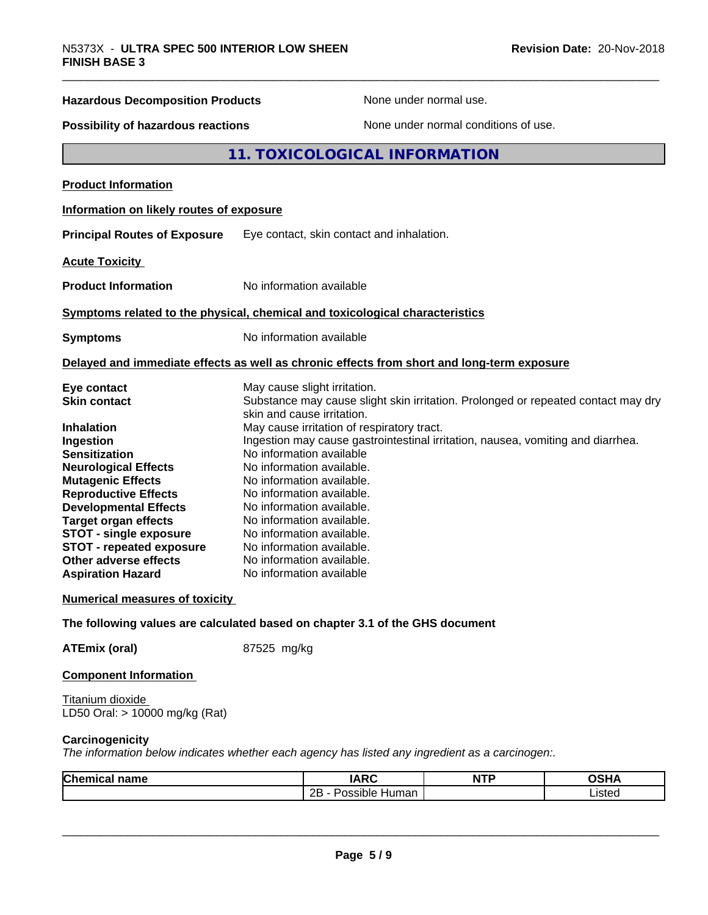**Hazardous Decomposition Products** None under normal use.

**Possibility of hazardous reactions** None under normal conditions of use.

## 11. TOXICOLOGICAL INFORMATION

**Product Information**

**Information on likely routes of exposure**

**Principal Routes of Exposure** Eye contact, skin contact and inhalation.

**Acute Toxicity**

**Product Information** No information available

**Symptoms related to the physical, chemical and toxicological characteristics**

**Symptoms** No information available

**Delayed and immediate effects as well as chronic effects from short and long-term exposure**

**Eye contact** May cause slight irritation.
**Skin contact** Substance may cause slight skin irritation. Prolonged or repeated contact may dry skin and cause irritation.
**Inhalation** May cause irritation of respiratory tract.
**Ingestion** Ingestion may cause gastrointestinal irritation, nausea, vomiting and diarrhea.
**Sensitization** No information available
**Neurological Effects** No information available.
**Mutagenic Effects** No information available.
**Reproductive Effects** No information available.
**Developmental Effects** No information available.
**Target organ effects** No information available.
**STOT - single exposure** No information available.
**STOT - repeated exposure** No information available.
**Other adverse effects** No information available.
**Aspiration Hazard** No information available

**Numerical measures of toxicity**

**The following values are calculated based on chapter 3.1 of the GHS document**

**ATEmix (oral)** 87525 mg/kg

**Component Information**

Titanium dioxide
LD50 Oral: > 10000 mg/kg (Rat)

**Carcinogenicity**

*The information below indicates whether each agency has listed any ingredient as a carcinogen:.*

| Chemical name | IARC | NTP | OSHA |
|---|---|---|---|
| | 2B - Possible Human | | Listed |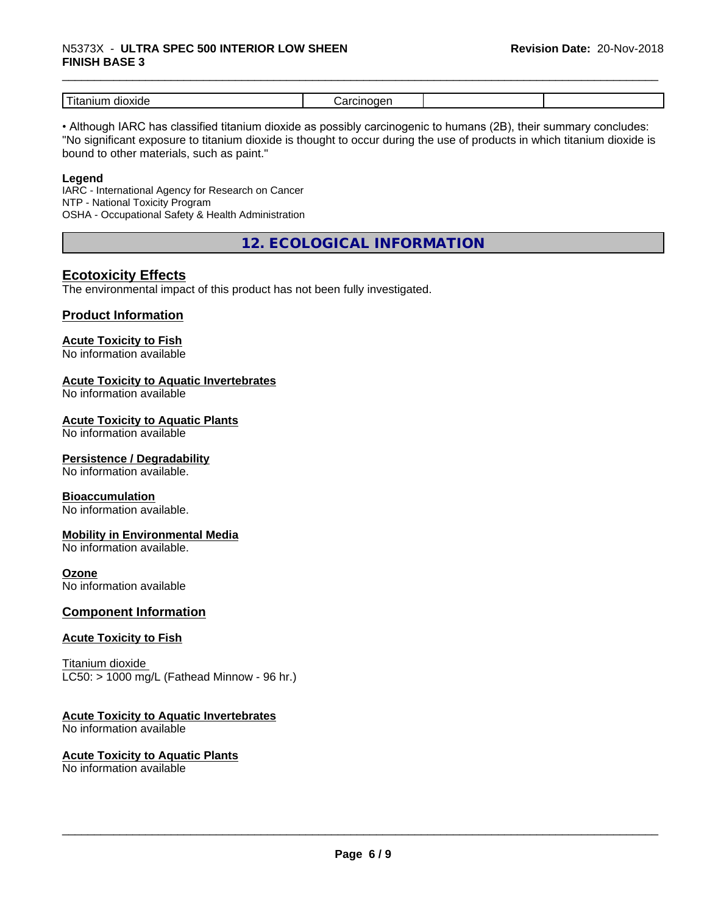| Titanium dioxide | Carcinogen | | |
|---|---|---|---|

• Although IARC has classified titanium dioxide as possibly carcinogenic to humans (2B), their summary concludes: "No significant exposure to titanium dioxide is thought to occur during the use of products in which titanium dioxide is bound to other materials, such as paint."

**Legend**

IARC - International Agency for Research on Cancer
NTP - National Toxicity Program
OSHA - Occupational Safety & Health Administration

## 12. ECOLOGICAL INFORMATION

### Ecotoxicity Effects

The environmental impact of this product has not been fully investigated.

### Product Information

**Acute Toxicity to Fish**
No information available

**Acute Toxicity to Aquatic Invertebrates**
No information available

**Acute Toxicity to Aquatic Plants**
No information available

**Persistence / Degradability**
No information available.

**Bioaccumulation**
No information available.

**Mobility in Environmental Media**
No information available.

**Ozone**
No information available

### Component Information

**Acute Toxicity to Fish**

Titanium dioxide
LC50: > 1000 mg/L (Fathead Minnow - 96 hr.)

**Acute Toxicity to Aquatic Invertebrates**
No information available

**Acute Toxicity to Aquatic Plants**
No information available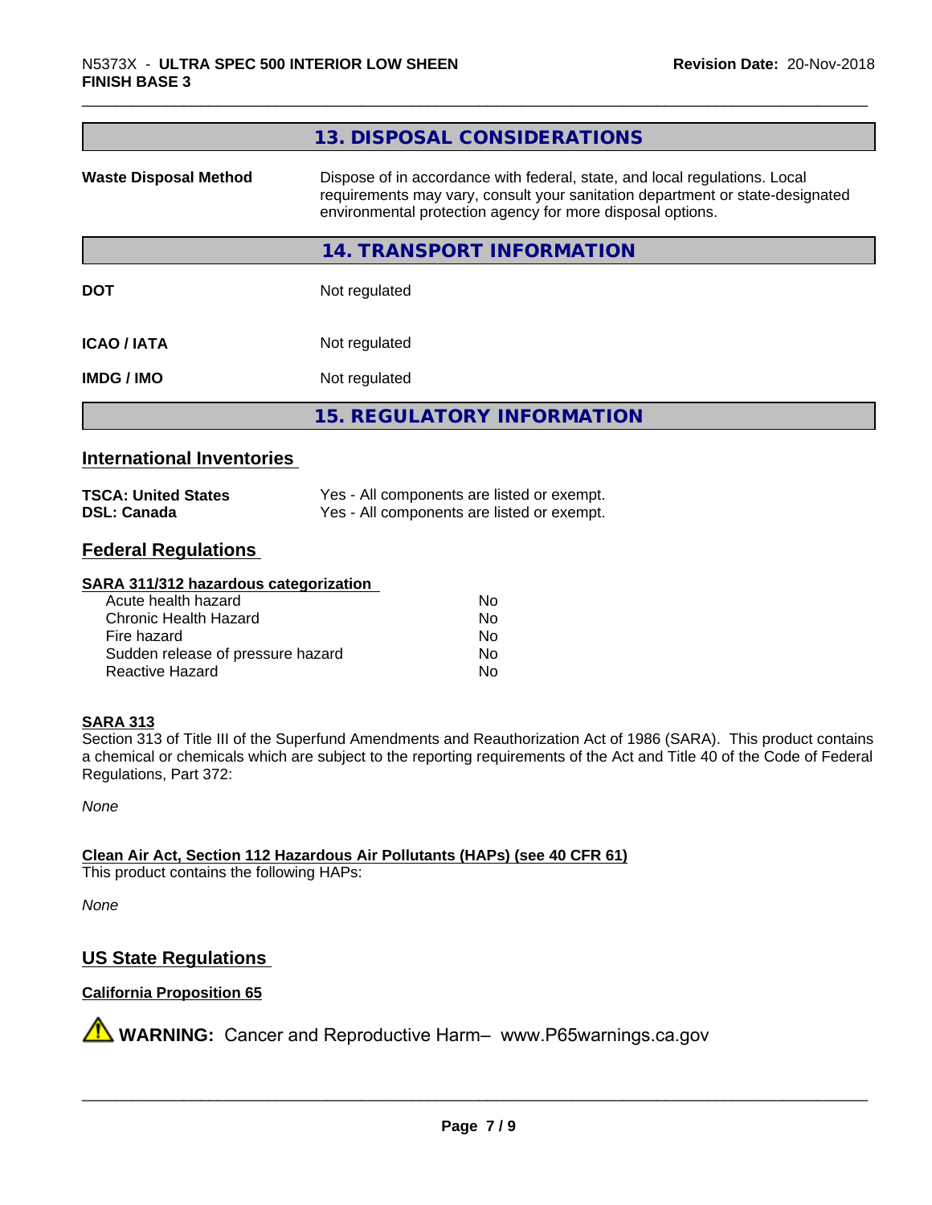## 13. DISPOSAL CONSIDERATIONS

| | |
|---|---|
| **Waste Disposal Method** | Dispose of in accordance with federal, state, and local regulations. Local requirements may vary, consult your sanitation department or state-designated environmental protection agency for more disposal options. |

## 14. TRANSPORT INFORMATION

| | |
|---|---|
| **DOT** | Not regulated |
| **ICAO / IATA** | Not regulated |
| **IMDG / IMO** | Not regulated |

## 15. REGULATORY INFORMATION

### International Inventories

| | |
|---|---|
| **TSCA: United States** | Yes - All components are listed or exempt. |
| **DSL: Canada** | Yes - All components are listed or exempt. |

### Federal Regulations

**SARA 311/312 hazardous categorization**

| | |
|---|---|
| Acute health hazard | No |
| Chronic Health Hazard | No |
| Fire hazard | No |
| Sudden release of pressure hazard | No |
| Reactive Hazard | No |

**SARA 313**

Section 313 of Title III of the Superfund Amendments and Reauthorization Act of 1986 (SARA). This product contains a chemical or chemicals which are subject to the reporting requirements of the Act and Title 40 of the Code of Federal Regulations, Part 372:

*None*

**Clean Air Act, Section 112 Hazardous Air Pollutants (HAPs) (see 40 CFR 61)**

This product contains the following HAPs:

*None*

### US State Regulations

**California Proposition 65**

⚠ **WARNING:** Cancer and Reproductive Harm– www.P65warnings.ca.gov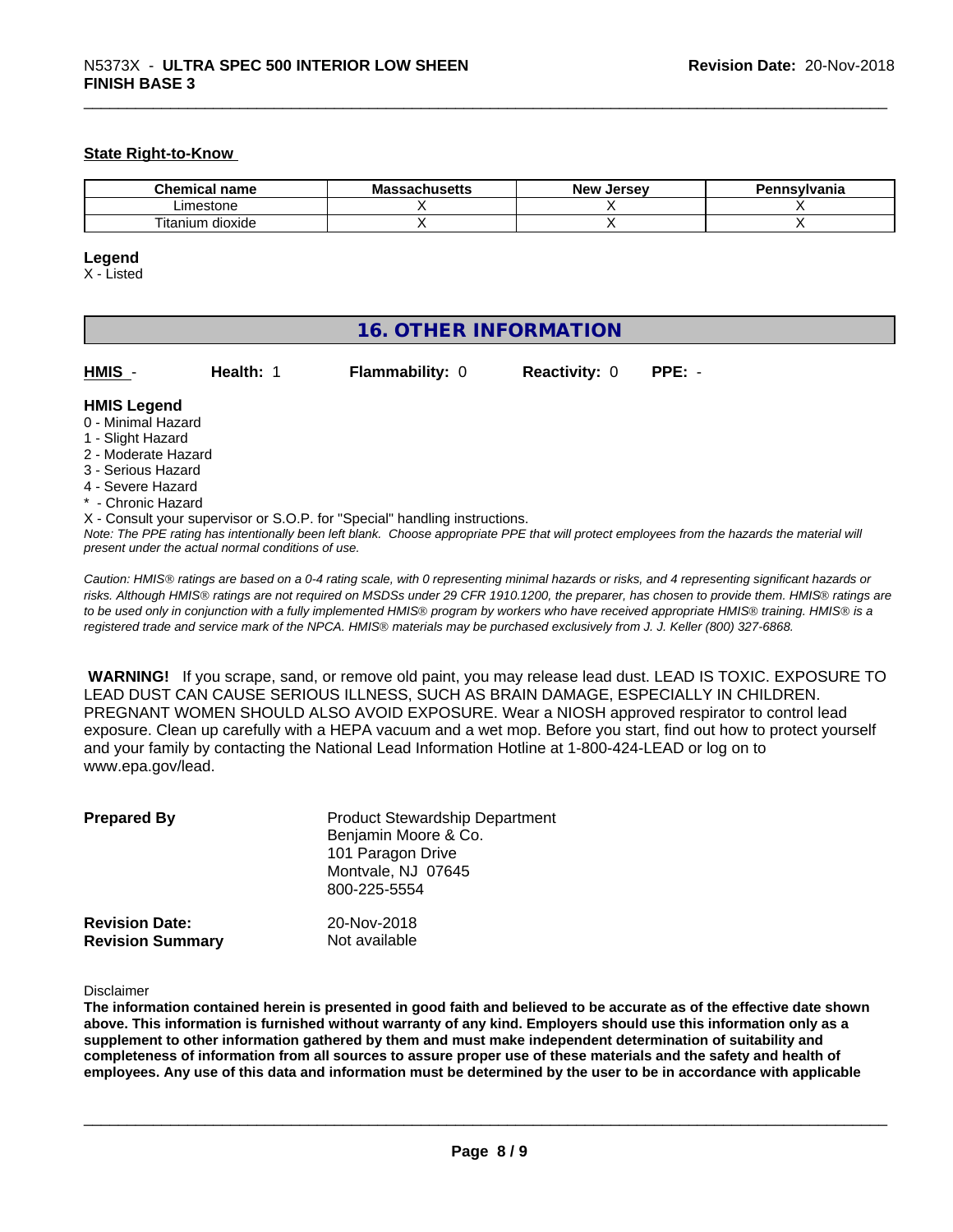### State Right-to-Know

| Chemical name | Massachusetts | New Jersey | Pennsylvania |
|---|---|---|---|
| Limestone | X | X | X |
| Titanium dioxide | X | X | X |

**Legend**

X - Listed

## 16. OTHER INFORMATION

| **HMIS** - | **Health:** 1 | **Flammability:** 0 | **Reactivity:** 0 | **PPE:** - |
|---|---|---|---|---|

**HMIS Legend**

0 - Minimal Hazard
1 - Slight Hazard
2 - Moderate Hazard
3 - Serious Hazard
4 - Severe Hazard
* - Chronic Hazard
X - Consult your supervisor or S.O.P. for "Special" handling instructions.

*Note: The PPE rating has intentionally been left blank. Choose appropriate PPE that will protect employees from the hazards the material will present under the actual normal conditions of use.*

*Caution: HMIS® ratings are based on a 0-4 rating scale, with 0 representing minimal hazards or risks, and 4 representing significant hazards or risks. Although HMIS® ratings are not required on MSDSs under 29 CFR 1910.1200, the preparer, has chosen to provide them. HMIS® ratings are to be used only in conjunction with a fully implemented HMIS® program by workers who have received appropriate HMIS® training. HMIS® is a registered trade and service mark of the NPCA. HMIS® materials may be purchased exclusively from J. J. Keller (800) 327-6868.*

**WARNING!** If you scrape, sand, or remove old paint, you may release lead dust. LEAD IS TOXIC. EXPOSURE TO LEAD DUST CAN CAUSE SERIOUS ILLNESS, SUCH AS BRAIN DAMAGE, ESPECIALLY IN CHILDREN. PREGNANT WOMEN SHOULD ALSO AVOID EXPOSURE. Wear a NIOSH approved respirator to control lead exposure. Clean up carefully with a HEPA vacuum and a wet mop. Before you start, find out how to protect yourself and your family by contacting the National Lead Information Hotline at 1-800-424-LEAD or log on to www.epa.gov/lead.

**Prepared By**
Product Stewardship Department
Benjamin Moore & Co.
101 Paragon Drive
Montvale, NJ 07645
800-225-5554

**Revision Date:** 20-Nov-2018
**Revision Summary** Not available

Disclaimer

**The information contained herein is presented in good faith and believed to be accurate as of the effective date shown above. This information is furnished without warranty of any kind. Employers should use this information only as a supplement to other information gathered by them and must make independent determination of suitability and completeness of information from all sources to assure proper use of these materials and the safety and health of employees. Any use of this data and information must be determined by the user to be in accordance with applicable**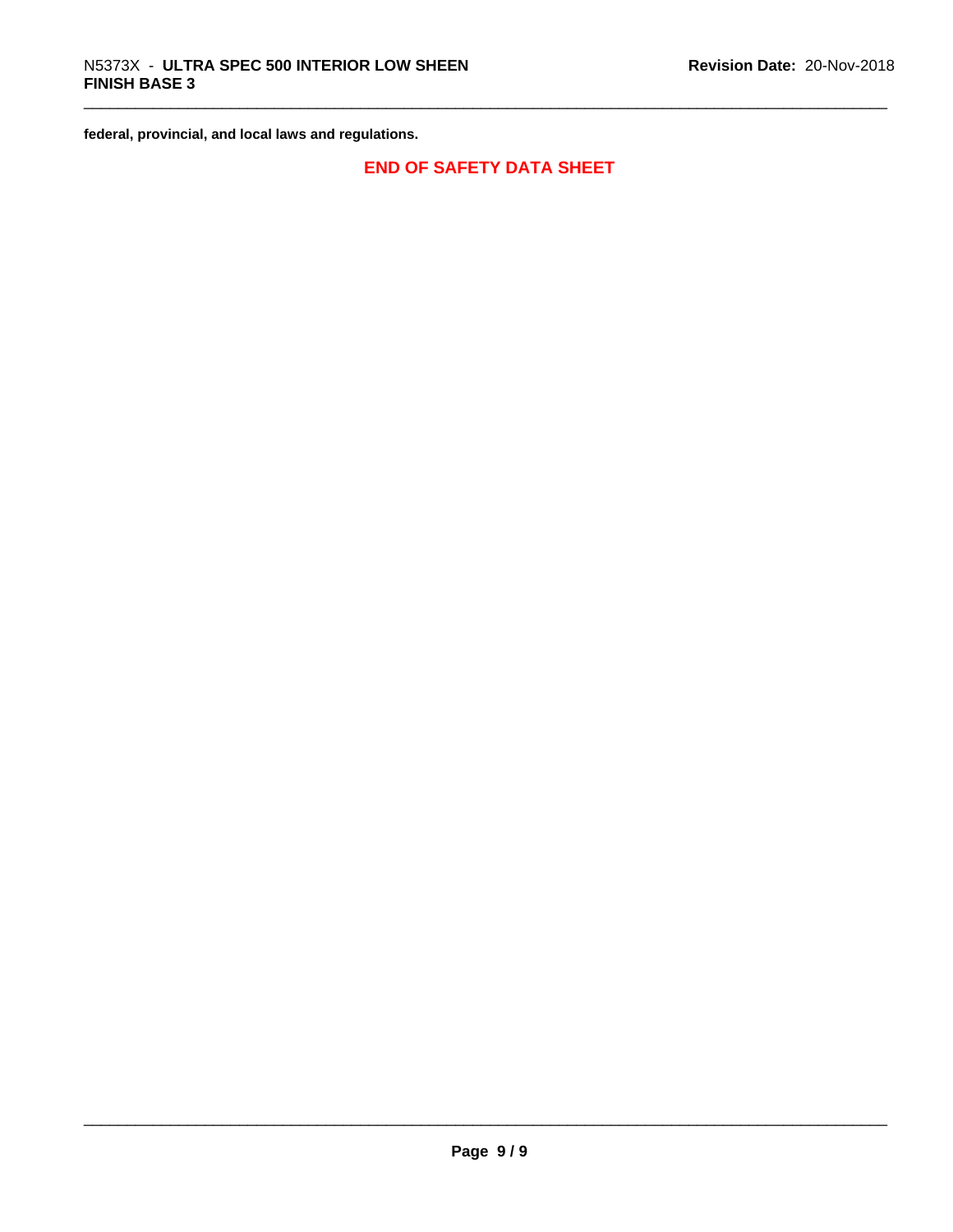**federal, provincial, and local laws and regulations.**

**END OF SAFETY DATA SHEET**